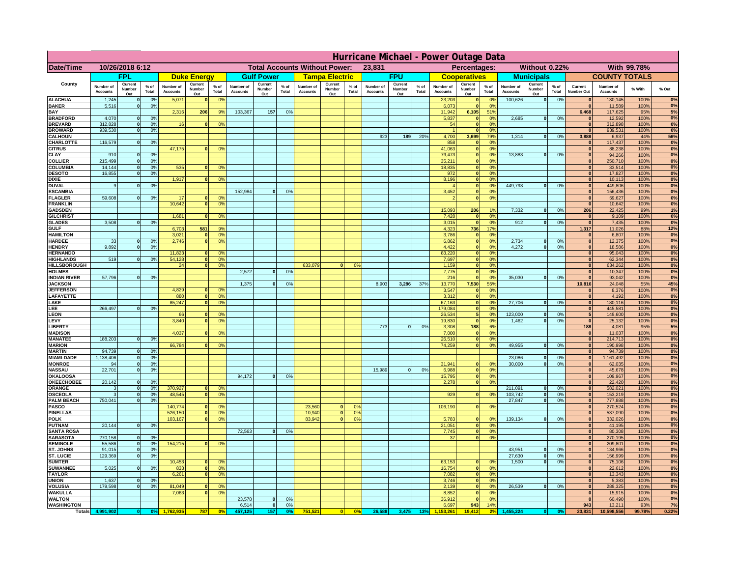# Hurricane Michael - Power Outage Data

| Date/Time | 10/26/2018 6:12 | Total Accounts Without Power: | 23,831 | Percentages: | Without 0.22% | With 99.78% |
|---|---|---|---|---|---|---|

| County | FPL | | | Duke Energy | | | Gulf Power | | | Tampa Electric | | | FPU | | | Cooperatives | | | Municipals | | | COUNTY TOTALS | | | |
|---|---|---|---|---|---|---|---|---|---|---|---|---|---|---|---|---|---|---|---|---|---|---|---|---|---|
| | Number of Accounts | Current Number Out | % of Total | Number of Accounts | Current Number Out | % of Total | Number of Accounts | Current Number Out | % of Total | Number of Accounts | Current Number Out | % of Total | Number of Accounts | Current Number Out | % of Total | Number of Accounts | Current Number Out | % of Total | Number of Accounts | Current Number Out | % of Total | Current Number Out | Number of Accounts | % With | % Out |
| ALACHUA | 1,245 | 0 | 0% | 5,071 | 0 | 0% | | | | | | | | | | 23,203 | 0 | 0% | 100,626 | 0 | 0% | 0 | 130,145 | 100% | 0% |
| BAKER | 5,516 | 0 | 0% | | | | | | | | | | | | | 6,073 | 0 | 0% | | | | 0 | 11,589 | 100% | 0% |
| BAY | | | | 2,316 | 206 | 9% | 103,367 | 157 | 0% | | | | | | | 11,942 | 6,105 | 51% | | | | 6,468 | 117,625 | 95% | 5% |
| BRADFORD | 4,070 | 0 | 0% | | | | | | | | | | | | | 5,837 | 0 | 0% | 2,685 | 0 | 0% | 0 | 12,592 | 100% | 0% |
| BREVARD | 312,828 | 0 | 0% | 16 | 0 | 0% | | | | | | | | | | 54 | 0 | 0% | | | | 0 | 312,898 | 100% | 0% |
| BROWARD | 939,530 | 0 | 0% | | | | | | | | | | | | | 1 | 0 | 0% | | | | 0 | 939,531 | 100% | 0% |
| CALHOUN | | | | | | | | | | | | | 923 | 189 | 20% | 4,700 | 3,699 | 79% | 1,314 | 0 | 0% | 3,888 | 6,937 | 44% | 56% |
| CHARLOTTE | 116,579 | 0 | 0% | | | | | | | | | | | | | 858 | 0 | 0% | | | | 0 | 117,437 | 100% | 0% |
| CITRUS | | | | 47,175 | 0 | 0% | | | | | | | | | | 41,063 | 0 | 0% | | | | 0 | 88,238 | 100% | 0% |
| CLAY | 910 | 0 | 0% | | | | | | | | | | | | | 79,473 | 0 | 0% | 13,883 | 0 | 0% | 0 | 94,266 | 100% | 0% |
| COLLIER | 215,499 | 0 | 0% | | | | | | | | | | | | | 35,211 | 0 | 0% | | | | 0 | 250,710 | 100% | 0% |
| COLUMBIA | 14,144 | 0 | 0% | 535 | 0 | 0% | | | | | | | | | | 18,835 | 0 | 0% | | | | 0 | 33,514 | 100% | 0% |
| DESOTO | 16,855 | 0 | 0% | | | | | | | | | | | | | 972 | 0 | 0% | | | | 0 | 17,827 | 100% | 0% |
| DIXIE | | | | 1,917 | 0 | 0% | | | | | | | | | | 8,196 | 0 | 0% | | | | 0 | 10,113 | 100% | 0% |
| DUVAL | 9 | 0 | 0% | | | | | | | | | | | | | 4 | 0 | 0% | 449,793 | 0 | 0% | 0 | 449,806 | 100% | 0% |
| ESCAMBIA | | | | | | | 152,984 | 0 | 0% | | | | | | | 3,452 | 0 | 0% | | | | 0 | 156,436 | 100% | 0% |
| FLAGLER | 59,608 | 0 | 0% | 17 | 0 | 0% | | | | | | | | | | 2 | 0 | 0% | | | | 0 | 59,627 | 100% | 0% |
| FRANKLIN | | | | 10,642 | 0 | 0% | | | | | | | | | | | | | | | | 0 | 10,642 | 100% | 0% |
| GADSDEN | | | | | | | | | | | | | | | | 15,093 | 206 | 1% | 7,332 | 0 | 0% | 206 | 22,425 | 99% | 1% |
| GILCHRIST | | | | 1,681 | 0 | 0% | | | | | | | | | | 7,428 | 0 | 0% | | | | 0 | 9,109 | 100% | 0% |
| GLADES | 3,508 | 0 | 0% | | | | | | | | | | | | | 3,015 | 0 | 0% | 912 | 0 | 0% | 0 | 7,435 | 100% | 0% |
| GULF | | | | 6,703 | 581 | 9% | | | | | | | | | | 4,323 | 736 | 17% | | | | 1,317 | 11,026 | 88% | 12% |
| HAMILTON | | | | 3,021 | 0 | 0% | | | | | | | | | | 3,786 | 0 | 0% | | | | 0 | 6,807 | 100% | 0% |
| HARDEE | 33 | 0 | 0% | 2,746 | 0 | 0% | | | | | | | | | | 6,862 | 0 | 0% | 2,734 | 0 | 0% | 0 | 12,375 | 100% | 0% |
| HENDRY | 9,892 | 0 | 0% | | | | | | | | | | | | | 4,422 | 0 | 0% | 4,272 | 0 | 0% | 0 | 18,586 | 100% | 0% |
| HERNANDO | | | | 11,823 | 0 | 0% | | | | | | | | | | 83,220 | 0 | 0% | | | | 0 | 95,043 | 100% | 0% |
| HIGHLANDS | 519 | 0 | 0% | 54,128 | 0 | 0% | | | | | | | | | | 7,697 | 0 | 0% | | | | 0 | 62,344 | 100% | 0% |
| HILLSBOROUGH | | | | 24 | 0 | 0% | | | | 633,079 | 0 | 0% | | | | 1,159 | 0 | 0% | | | | 0 | 634,262 | 100% | 0% |
| HOLMES | | | | | | | 2,572 | 0 | 0% | | | | | | | 7,775 | 0 | 0% | | | | 0 | 10,347 | 100% | 0% |
| INDIAN RIVER | 57,796 | 0 | 0% | | | | | | | | | | | | | 216 | 0 | 0% | 35,030 | 0 | 0% | 0 | 93,042 | 100% | 0% |
| JACKSON | | | | | | | 1,375 | 0 | 0% | | | | 8,903 | 3,286 | 37% | 13,770 | 7,530 | 55% | | | | 10,816 | 24,048 | 55% | 45% |
| JEFFERSON | | | | 4,829 | 0 | 0% | | | | | | | | | | 3,547 | 0 | 0% | | | | 0 | 8,376 | 100% | 0% |
| LAFAYETTE | | | | 880 | 0 | 0% | | | | | | | | | | 3,312 | 0 | 0% | | | | 0 | 4,192 | 100% | 0% |
| LAKE | | | | 85,247 | 0 | 0% | | | | | | | | | | 67,163 | 0 | 0% | 27,706 | 0 | 0% | 0 | 180,116 | 100% | 0% |
| LEE | 266,497 | 0 | 0% | | | | | | | | | | | | | 179,084 | 0 | 0% | | | | 0 | 445,581 | 100% | 0% |
| LEON | | | | 66 | 0 | 0% | | | | | | | | | | 26,534 | 5 | 0% | 123,000 | 0 | 0% | 5 | 149,600 | 100% | 0% |
| LEVY | | | | 3,840 | 0 | 0% | | | | | | | | | | 19,830 | 0 | 0% | 1,462 | 0 | 0% | 0 | 25,132 | 100% | 0% |
| LIBERTY | | | | | | | | | | | | | 773 | 0 | 0% | 3,308 | 188 | 6% | | | | 188 | 4,081 | 95% | 5% |
| MADISON | | | | 4,037 | 0 | 0% | | | | | | | | | | 7,000 | 0 | 0% | | | | 0 | 11,037 | 100% | 0% |
| MANATEE | 188,203 | 0 | 0% | | | | | | | | | | | | | 26,510 | 0 | 0% | | | | 0 | 214,713 | 100% | 0% |
| MARION | | | | 66,784 | 0 | 0% | | | | | | | | | | 74,259 | 0 | 0% | 49,955 | 0 | 0% | 0 | 190,998 | 100% | 0% |
| MARTIN | 94,739 | 0 | 0% | | | | | | | | | | | | | | | | | | | 0 | 94,739 | 100% | 0% |
| MIAMI-DADE | 1,138,406 | 0 | 0% | | | | | | | | | | | | | | | | 23,086 | 0 | 0% | 0 | 1,161,492 | 100% | 0% |
| MONROE | 94 | 0 | 0% | | | | | | | | | | | | | 31,941 | 0 | 0% | 30,000 | 0 | 0% | 0 | 62,035 | 100% | 0% |
| NASSAU | 22,701 | 0 | 0% | | | | | | | | | | 15,989 | 0 | 0% | 6,988 | 0 | 0% | | | | 0 | 45,678 | 100% | 0% |
| OKALOOSA | | | | | | | 94,172 | 0 | 0% | | | | | | | 15,795 | 0 | 0% | | | | 0 | 109,967 | 100% | 0% |
| OKEECHOBEE | 20,142 | 0 | 0% | | | | | | | | | | | | | 2,278 | 0 | 0% | | | | 0 | 22,420 | 100% | 0% |
| ORANGE | 3 | 0 | 0% | 370,927 | 0 | 0% | | | | | | | | | | | | | 211,091 | 0 | 0% | 0 | 582,021 | 100% | 0% |
| OSCEOLA | 3 | 0 | 0% | 48,545 | 0 | 0% | | | | | | | | | | 929 | 0 | 0% | 103,742 | 0 | 0% | 0 | 153,219 | 100% | 0% |
| PALM BEACH | 750,041 | 0 | 0% | | | | | | | | | | | | | | | | 27,847 | 0 | 0% | 0 | 777,888 | 100% | 0% |
| PASCO | | | | 140,774 | 0 | 0% | | | | 23,560 | 0 | 0% | | | | 106,190 | 0 | 0% | | | | 0 | 270,524 | 100% | 0% |
| PINELLAS | | | | 526,150 | 0 | 0% | | | | 10,940 | 0 | 0% | | | | | | | | | | 0 | 537,090 | 100% | 0% |
| POLK | | | | 103,167 | 0 | 0% | | | | 83,942 | 0 | 0% | | | | 5,783 | 0 | 0% | 139,134 | 0 | 0% | 0 | 332,026 | 100% | 0% |
| PUTNAM | 20,144 | 0 | 0% | | | | | | | | | | | | | 21,051 | 0 | 0% | | | | 0 | 41,195 | 100% | 0% |
| SANTA ROSA | | | | | | | 72,563 | 0 | 0% | | | | | | | 7,745 | 0 | 0% | | | | 0 | 80,308 | 100% | 0% |
| SARASOTA | 270,158 | 0 | 0% | | | | | | | | | | | | | 37 | 0 | 0% | | | | 0 | 270,195 | 100% | 0% |
| SEMINOLE | 55,586 | 0 | 0% | 154,215 | 0 | 0% | | | | | | | | | | | | | | | | 0 | 209,801 | 100% | 0% |
| ST. JOHNS | 91,015 | 0 | 0% | | | | | | | | | | | | | | | | 43,951 | 0 | 0% | 0 | 134,966 | 100% | 0% |
| ST. LUCIE | 129,369 | 0 | 0% | | | | | | | | | | | | | | | | 27,630 | 0 | 0% | 0 | 156,999 | 100% | 0% |
| SUMTER | | | | 10,453 | 0 | 0% | | | | | | | | | | 63,153 | 0 | 0% | 1,500 | 0 | 0% | 0 | 75,106 | 100% | 0% |
| SUWANNEE | 5,025 | 0 | 0% | 833 | 0 | 0% | | | | | | | | | | 16,754 | 0 | 0% | | | | 0 | 22,612 | 100% | 0% |
| TAYLOR | | | | 6,261 | 0 | 0% | | | | | | | | | | 7,082 | 0 | 0% | | | | 0 | 13,343 | 100% | 0% |
| UNION | 1,637 | 0 | 0% | | | | | | | | | | | | | 3,746 | 0 | 0% | | | | 0 | 5,383 | 100% | 0% |
| VOLUSIA | 179,598 | 0 | 0% | 81,049 | 0 | 0% | | | | | | | | | | 2,139 | 0 | 0% | 26,539 | 0 | 0% | 0 | 289,325 | 100% | 0% |
| WAKULLA | | | | 7,063 | 0 | 0% | | | | | | | | | | 8,852 | 0 | 0% | | | | 0 | 15,915 | 100% | 0% |
| WALTON | | | | | | | 23,578 | 0 | 0% | | | | | | | 36,912 | 0 | 0% | | | | 0 | 60,490 | 100% | 0% |
| WASHINGTON | | | | | | | 6,514 | 0 | 0% | | | | | | | 6,697 | 943 | 14% | | | | 943 | 13,211 | 93% | 7% |
| Totals | 4,991,902 | 0 | 0% | 1,762,935 | 787 | 0% | 457,125 | 157 | 0% | 751,521 | 0 | 0% | 26,588 | 3,475 | 13% | 1,153,261 | 19,412 | 2% | 1,455,224 | 0 | 0% | 23,831 | 10,598,556 | 99.78% | 0.22% |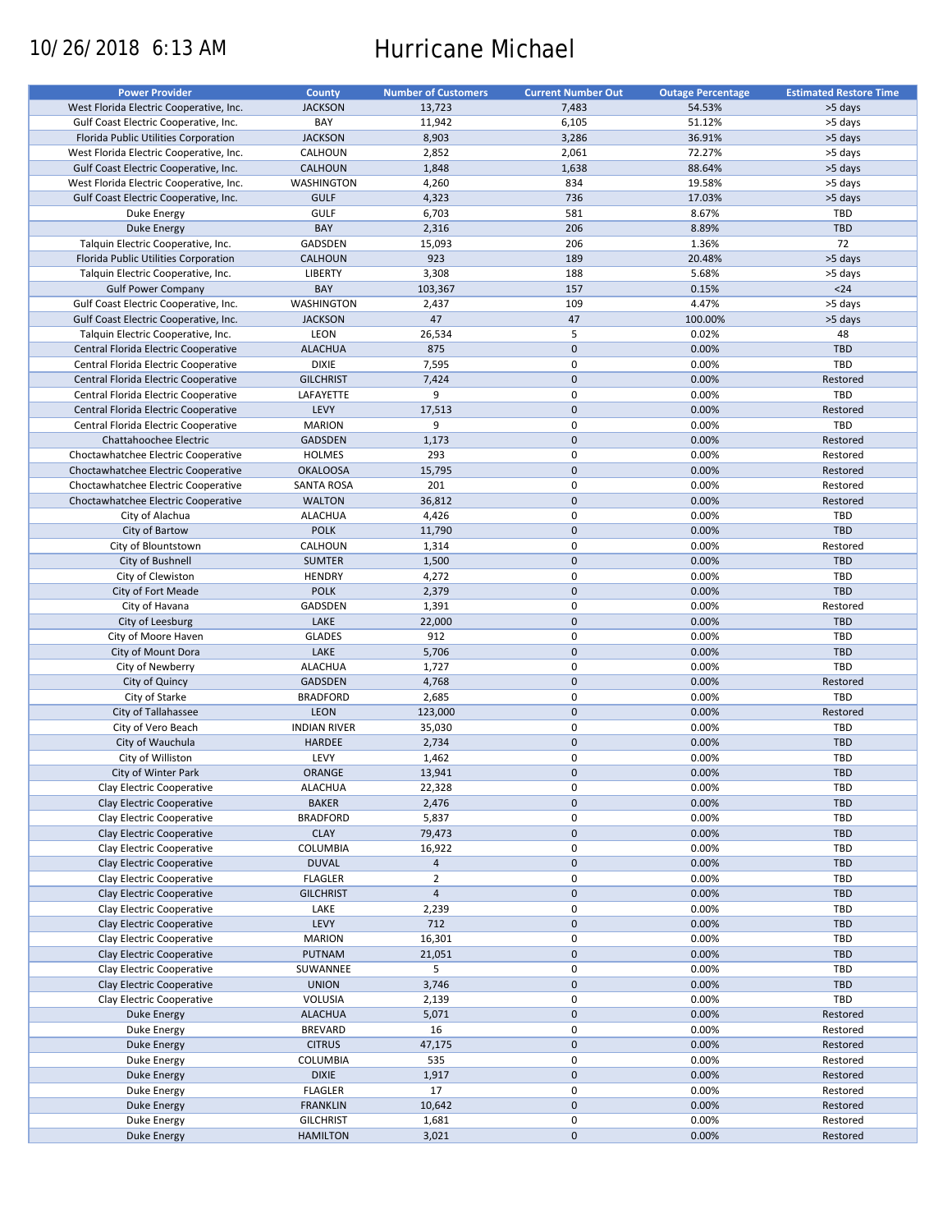10/26/2018 6:13 AM

# Hurricane Michael

| Power Provider | County | Number of Customers | Current Number Out | Outage Percentage | Estimated Restore Time |
|---|---|---|---|---|---|
| West Florida Electric Cooperative, Inc. | JACKSON | 13,723 | 7,483 | 54.53% | >5 days |
| Gulf Coast Electric Cooperative, Inc. | BAY | 11,942 | 6,105 | 51.12% | >5 days |
| Florida Public Utilities Corporation | JACKSON | 8,903 | 3,286 | 36.91% | >5 days |
| West Florida Electric Cooperative, Inc. | CALHOUN | 2,852 | 2,061 | 72.27% | >5 days |
| Gulf Coast Electric Cooperative, Inc. | CALHOUN | 1,848 | 1,638 | 88.64% | >5 days |
| West Florida Electric Cooperative, Inc. | WASHINGTON | 4,260 | 834 | 19.58% | >5 days |
| Gulf Coast Electric Cooperative, Inc. | GULF | 4,323 | 736 | 17.03% | >5 days |
| Duke Energy | GULF | 6,703 | 581 | 8.67% | TBD |
| Duke Energy | BAY | 2,316 | 206 | 8.89% | TBD |
| Talquin Electric Cooperative, Inc. | GADSDEN | 15,093 | 206 | 1.36% | 72 |
| Florida Public Utilities Corporation | CALHOUN | 923 | 189 | 20.48% | >5 days |
| Talquin Electric Cooperative, Inc. | LIBERTY | 3,308 | 188 | 5.68% | >5 days |
| Gulf Power Company | BAY | 103,367 | 157 | 0.15% | <24 |
| Gulf Coast Electric Cooperative, Inc. | WASHINGTON | 2,437 | 109 | 4.47% | >5 days |
| Gulf Coast Electric Cooperative, Inc. | JACKSON | 47 | 47 | 100.00% | >5 days |
| Talquin Electric Cooperative, Inc. | LEON | 26,534 | 5 | 0.02% | 48 |
| Central Florida Electric Cooperative | ALACHUA | 875 | 0 | 0.00% | TBD |
| Central Florida Electric Cooperative | DIXIE | 7,595 | 0 | 0.00% | TBD |
| Central Florida Electric Cooperative | GILCHRIST | 7,424 | 0 | 0.00% | Restored |
| Central Florida Electric Cooperative | LAFAYETTE | 9 | 0 | 0.00% | TBD |
| Central Florida Electric Cooperative | LEVY | 17,513 | 0 | 0.00% | Restored |
| Central Florida Electric Cooperative | MARION | 9 | 0 | 0.00% | TBD |
| Chattahoochee Electric | GADSDEN | 1,173 | 0 | 0.00% | Restored |
| Choctawhatchee Electric Cooperative | HOLMES | 293 | 0 | 0.00% | Restored |
| Choctawhatchee Electric Cooperative | OKALOOSA | 15,795 | 0 | 0.00% | Restored |
| Choctawhatchee Electric Cooperative | SANTA ROSA | 201 | 0 | 0.00% | Restored |
| Choctawhatchee Electric Cooperative | WALTON | 36,812 | 0 | 0.00% | Restored |
| City of Alachua | ALACHUA | 4,426 | 0 | 0.00% | TBD |
| City of Bartow | POLK | 11,790 | 0 | 0.00% | TBD |
| City of Blountstown | CALHOUN | 1,314 | 0 | 0.00% | Restored |
| City of Bushnell | SUMTER | 1,500 | 0 | 0.00% | TBD |
| City of Clewiston | HENDRY | 4,272 | 0 | 0.00% | TBD |
| City of Fort Meade | POLK | 2,379 | 0 | 0.00% | TBD |
| City of Havana | GADSDEN | 1,391 | 0 | 0.00% | Restored |
| City of Leesburg | LAKE | 22,000 | 0 | 0.00% | TBD |
| City of Moore Haven | GLADES | 912 | 0 | 0.00% | TBD |
| City of Mount Dora | LAKE | 5,706 | 0 | 0.00% | TBD |
| City of Newberry | ALACHUA | 1,727 | 0 | 0.00% | TBD |
| City of Quincy | GADSDEN | 4,768 | 0 | 0.00% | Restored |
| City of Starke | BRADFORD | 2,685 | 0 | 0.00% | TBD |
| City of Tallahassee | LEON | 123,000 | 0 | 0.00% | Restored |
| City of Vero Beach | INDIAN RIVER | 35,030 | 0 | 0.00% | TBD |
| City of Wauchula | HARDEE | 2,734 | 0 | 0.00% | TBD |
| City of Williston | LEVY | 1,462 | 0 | 0.00% | TBD |
| City of Winter Park | ORANGE | 13,941 | 0 | 0.00% | TBD |
| Clay Electric Cooperative | ALACHUA | 22,328 | 0 | 0.00% | TBD |
| Clay Electric Cooperative | BAKER | 2,476 | 0 | 0.00% | TBD |
| Clay Electric Cooperative | BRADFORD | 5,837 | 0 | 0.00% | TBD |
| Clay Electric Cooperative | CLAY | 79,473 | 0 | 0.00% | TBD |
| Clay Electric Cooperative | COLUMBIA | 16,922 | 0 | 0.00% | TBD |
| Clay Electric Cooperative | DUVAL | 4 | 0 | 0.00% | TBD |
| Clay Electric Cooperative | FLAGLER | 2 | 0 | 0.00% | TBD |
| Clay Electric Cooperative | GILCHRIST | 4 | 0 | 0.00% | TBD |
| Clay Electric Cooperative | LAKE | 2,239 | 0 | 0.00% | TBD |
| Clay Electric Cooperative | LEVY | 712 | 0 | 0.00% | TBD |
| Clay Electric Cooperative | MARION | 16,301 | 0 | 0.00% | TBD |
| Clay Electric Cooperative | PUTNAM | 21,051 | 0 | 0.00% | TBD |
| Clay Electric Cooperative | SUWANNEE | 5 | 0 | 0.00% | TBD |
| Clay Electric Cooperative | UNION | 3,746 | 0 | 0.00% | TBD |
| Clay Electric Cooperative | VOLUSIA | 2,139 | 0 | 0.00% | TBD |
| Duke Energy | ALACHUA | 5,071 | 0 | 0.00% | Restored |
| Duke Energy | BREVARD | 16 | 0 | 0.00% | Restored |
| Duke Energy | CITRUS | 47,175 | 0 | 0.00% | Restored |
| Duke Energy | COLUMBIA | 535 | 0 | 0.00% | Restored |
| Duke Energy | DIXIE | 1,917 | 0 | 0.00% | Restored |
| Duke Energy | FLAGLER | 17 | 0 | 0.00% | Restored |
| Duke Energy | FRANKLIN | 10,642 | 0 | 0.00% | Restored |
| Duke Energy | GILCHRIST | 1,681 | 0 | 0.00% | Restored |
| Duke Energy | HAMILTON | 3,021 | 0 | 0.00% | Restored |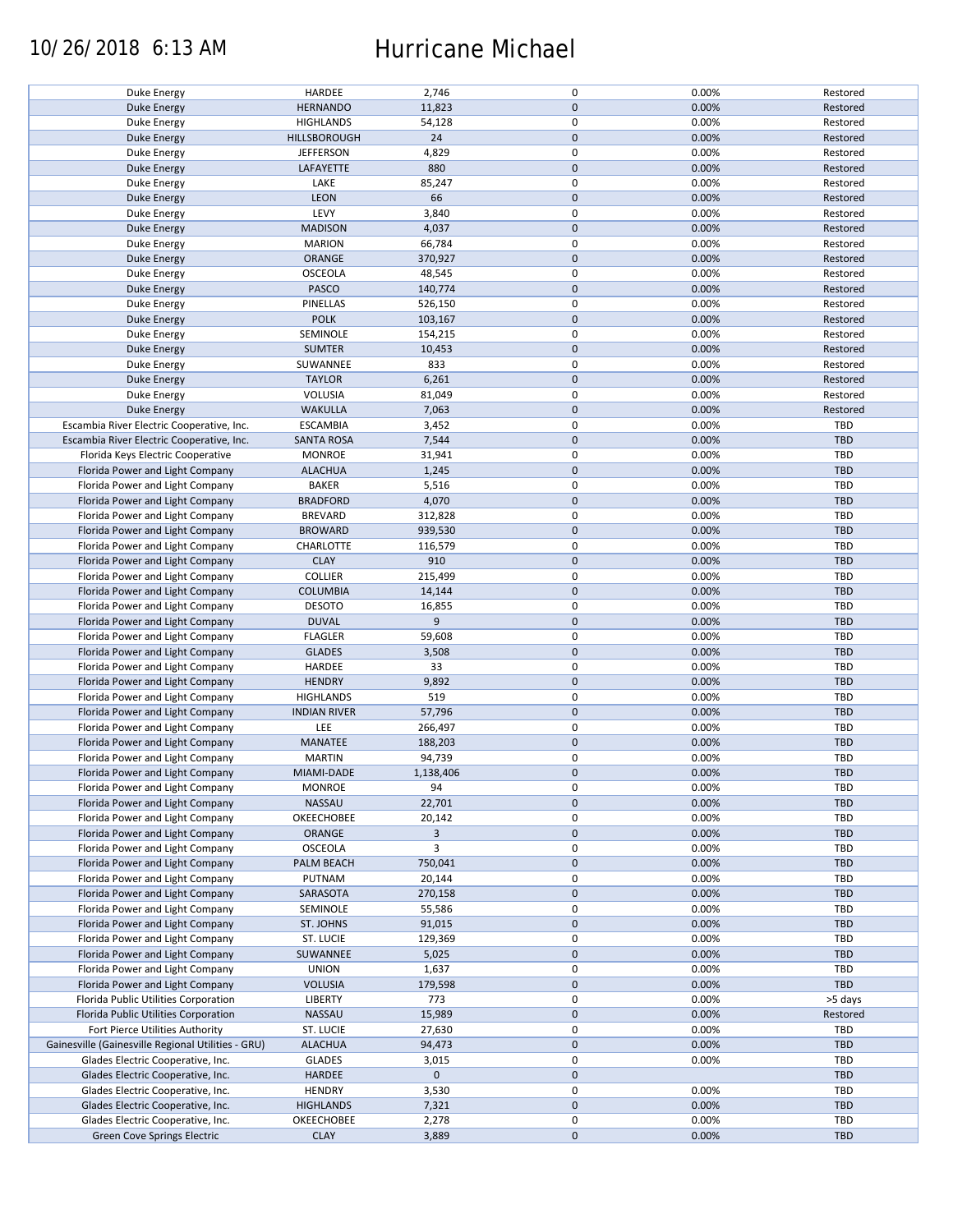# Hurricane Michael

10/26/2018 6:13 AM

| | | | | | |
|---|---|---|---|---|---|
| Duke Energy | HARDEE | 2,746 | 0 | 0.00% | Restored |
| Duke Energy | HERNANDO | 11,823 | 0 | 0.00% | Restored |
| Duke Energy | HIGHLANDS | 54,128 | 0 | 0.00% | Restored |
| Duke Energy | HILLSBOROUGH | 24 | 0 | 0.00% | Restored |
| Duke Energy | JEFFERSON | 4,829 | 0 | 0.00% | Restored |
| Duke Energy | LAFAYETTE | 880 | 0 | 0.00% | Restored |
| Duke Energy | LAKE | 85,247 | 0 | 0.00% | Restored |
| Duke Energy | LEON | 66 | 0 | 0.00% | Restored |
| Duke Energy | LEVY | 3,840 | 0 | 0.00% | Restored |
| Duke Energy | MADISON | 4,037 | 0 | 0.00% | Restored |
| Duke Energy | MARION | 66,784 | 0 | 0.00% | Restored |
| Duke Energy | ORANGE | 370,927 | 0 | 0.00% | Restored |
| Duke Energy | OSCEOLA | 48,545 | 0 | 0.00% | Restored |
| Duke Energy | PASCO | 140,774 | 0 | 0.00% | Restored |
| Duke Energy | PINELLAS | 526,150 | 0 | 0.00% | Restored |
| Duke Energy | POLK | 103,167 | 0 | 0.00% | Restored |
| Duke Energy | SEMINOLE | 154,215 | 0 | 0.00% | Restored |
| Duke Energy | SUMTER | 10,453 | 0 | 0.00% | Restored |
| Duke Energy | SUWANNEE | 833 | 0 | 0.00% | Restored |
| Duke Energy | TAYLOR | 6,261 | 0 | 0.00% | Restored |
| Duke Energy | VOLUSIA | 81,049 | 0 | 0.00% | Restored |
| Duke Energy | WAKULLA | 7,063 | 0 | 0.00% | Restored |
| Escambia River Electric Cooperative, Inc. | ESCAMBIA | 3,452 | 0 | 0.00% | TBD |
| Escambia River Electric Cooperative, Inc. | SANTA ROSA | 7,544 | 0 | 0.00% | TBD |
| Florida Keys Electric Cooperative | MONROE | 31,941 | 0 | 0.00% | TBD |
| Florida Power and Light Company | ALACHUA | 1,245 | 0 | 0.00% | TBD |
| Florida Power and Light Company | BAKER | 5,516 | 0 | 0.00% | TBD |
| Florida Power and Light Company | BRADFORD | 4,070 | 0 | 0.00% | TBD |
| Florida Power and Light Company | BREVARD | 312,828 | 0 | 0.00% | TBD |
| Florida Power and Light Company | BROWARD | 939,530 | 0 | 0.00% | TBD |
| Florida Power and Light Company | CHARLOTTE | 116,579 | 0 | 0.00% | TBD |
| Florida Power and Light Company | CLAY | 910 | 0 | 0.00% | TBD |
| Florida Power and Light Company | COLLIER | 215,499 | 0 | 0.00% | TBD |
| Florida Power and Light Company | COLUMBIA | 14,144 | 0 | 0.00% | TBD |
| Florida Power and Light Company | DESOTO | 16,855 | 0 | 0.00% | TBD |
| Florida Power and Light Company | DUVAL | 9 | 0 | 0.00% | TBD |
| Florida Power and Light Company | FLAGLER | 59,608 | 0 | 0.00% | TBD |
| Florida Power and Light Company | GLADES | 3,508 | 0 | 0.00% | TBD |
| Florida Power and Light Company | HARDEE | 33 | 0 | 0.00% | TBD |
| Florida Power and Light Company | HENDRY | 9,892 | 0 | 0.00% | TBD |
| Florida Power and Light Company | HIGHLANDS | 519 | 0 | 0.00% | TBD |
| Florida Power and Light Company | INDIAN RIVER | 57,796 | 0 | 0.00% | TBD |
| Florida Power and Light Company | LEE | 266,497 | 0 | 0.00% | TBD |
| Florida Power and Light Company | MANATEE | 188,203 | 0 | 0.00% | TBD |
| Florida Power and Light Company | MARTIN | 94,739 | 0 | 0.00% | TBD |
| Florida Power and Light Company | MIAMI-DADE | 1,138,406 | 0 | 0.00% | TBD |
| Florida Power and Light Company | MONROE | 94 | 0 | 0.00% | TBD |
| Florida Power and Light Company | NASSAU | 22,701 | 0 | 0.00% | TBD |
| Florida Power and Light Company | OKEECHOBEE | 20,142 | 0 | 0.00% | TBD |
| Florida Power and Light Company | ORANGE | 3 | 0 | 0.00% | TBD |
| Florida Power and Light Company | OSCEOLA | 3 | 0 | 0.00% | TBD |
| Florida Power and Light Company | PALM BEACH | 750,041 | 0 | 0.00% | TBD |
| Florida Power and Light Company | PUTNAM | 20,144 | 0 | 0.00% | TBD |
| Florida Power and Light Company | SARASOTA | 270,158 | 0 | 0.00% | TBD |
| Florida Power and Light Company | SEMINOLE | 55,586 | 0 | 0.00% | TBD |
| Florida Power and Light Company | ST. JOHNS | 91,015 | 0 | 0.00% | TBD |
| Florida Power and Light Company | ST. LUCIE | 129,369 | 0 | 0.00% | TBD |
| Florida Power and Light Company | SUWANNEE | 5,025 | 0 | 0.00% | TBD |
| Florida Power and Light Company | UNION | 1,637 | 0 | 0.00% | TBD |
| Florida Power and Light Company | VOLUSIA | 179,598 | 0 | 0.00% | TBD |
| Florida Public Utilities Corporation | LIBERTY | 773 | 0 | 0.00% | >5 days |
| Florida Public Utilities Corporation | NASSAU | 15,989 | 0 | 0.00% | Restored |
| Fort Pierce Utilities Authority | ST. LUCIE | 27,630 | 0 | 0.00% | TBD |
| Gainesville (Gainesville Regional Utilities - GRU) | ALACHUA | 94,473 | 0 | 0.00% | TBD |
| Glades Electric Cooperative, Inc. | GLADES | 3,015 | 0 | 0.00% | TBD |
| Glades Electric Cooperative, Inc. | HARDEE | 0 | 0 | | TBD |
| Glades Electric Cooperative, Inc. | HENDRY | 3,530 | 0 | 0.00% | TBD |
| Glades Electric Cooperative, Inc. | HIGHLANDS | 7,321 | 0 | 0.00% | TBD |
| Glades Electric Cooperative, Inc. | OKEECHOBEE | 2,278 | 0 | 0.00% | TBD |
| Green Cove Springs Electric | CLAY | 3,889 | 0 | 0.00% | TBD |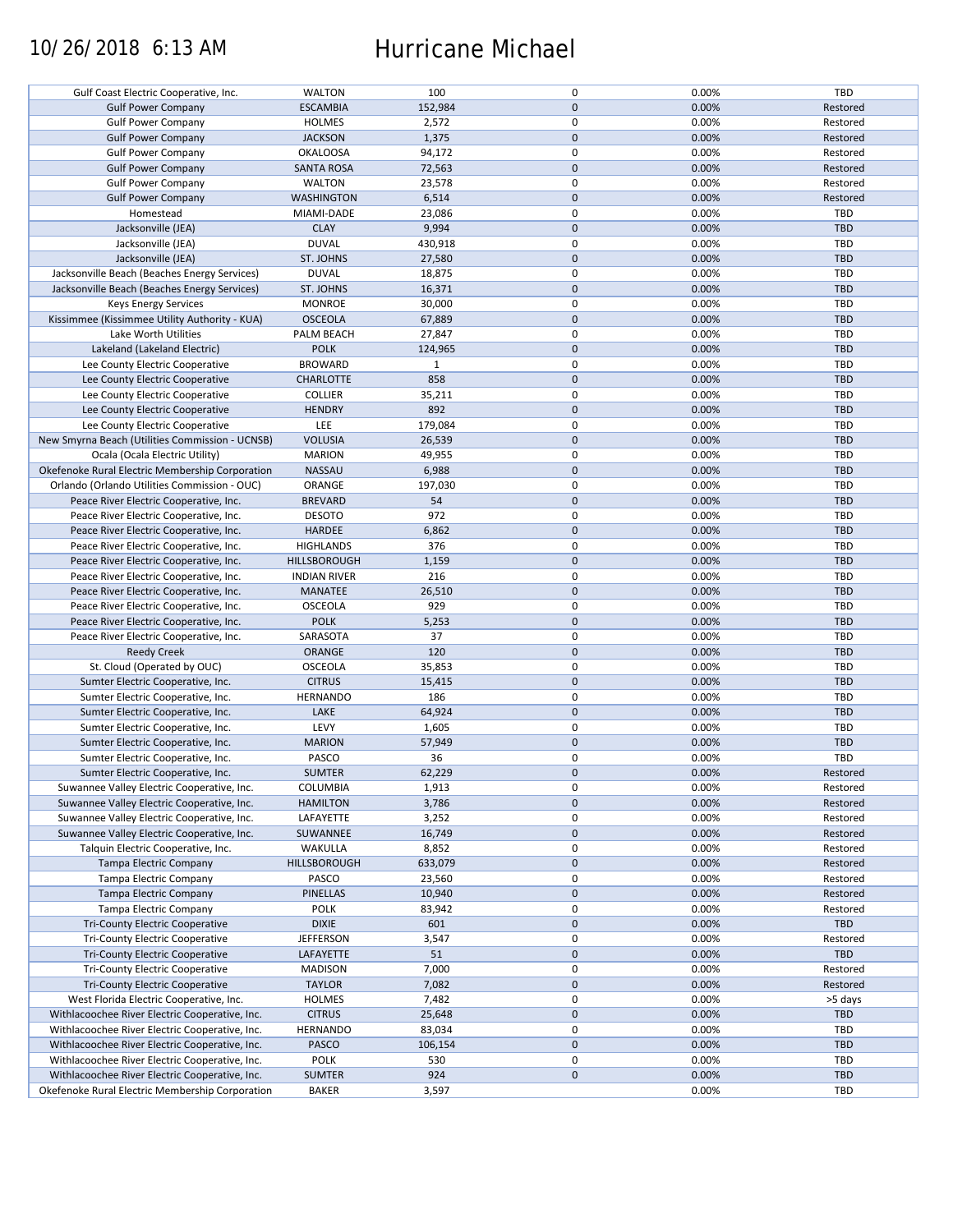10/26/2018 6:13 AM Hurricane Michael

| | | | | | |
|---|---|---|---|---|---|
| Gulf Coast Electric Cooperative, Inc. | WALTON | 100 | 0 | 0.00% | TBD |
| Gulf Power Company | ESCAMBIA | 152,984 | 0 | 0.00% | Restored |
| Gulf Power Company | HOLMES | 2,572 | 0 | 0.00% | Restored |
| Gulf Power Company | JACKSON | 1,375 | 0 | 0.00% | Restored |
| Gulf Power Company | OKALOOSA | 94,172 | 0 | 0.00% | Restored |
| Gulf Power Company | SANTA ROSA | 72,563 | 0 | 0.00% | Restored |
| Gulf Power Company | WALTON | 23,578 | 0 | 0.00% | Restored |
| Gulf Power Company | WASHINGTON | 6,514 | 0 | 0.00% | Restored |
| Homestead | MIAMI-DADE | 23,086 | 0 | 0.00% | TBD |
| Jacksonville (JEA) | CLAY | 9,994 | 0 | 0.00% | TBD |
| Jacksonville (JEA) | DUVAL | 430,918 | 0 | 0.00% | TBD |
| Jacksonville (JEA) | ST. JOHNS | 27,580 | 0 | 0.00% | TBD |
| Jacksonville Beach (Beaches Energy Services) | DUVAL | 18,875 | 0 | 0.00% | TBD |
| Jacksonville Beach (Beaches Energy Services) | ST. JOHNS | 16,371 | 0 | 0.00% | TBD |
| Keys Energy Services | MONROE | 30,000 | 0 | 0.00% | TBD |
| Kissimmee (Kissimmee Utility Authority - KUA) | OSCEOLA | 67,889 | 0 | 0.00% | TBD |
| Lake Worth Utilities | PALM BEACH | 27,847 | 0 | 0.00% | TBD |
| Lakeland (Lakeland Electric) | POLK | 124,965 | 0 | 0.00% | TBD |
| Lee County Electric Cooperative | BROWARD | 1 | 0 | 0.00% | TBD |
| Lee County Electric Cooperative | CHARLOTTE | 858 | 0 | 0.00% | TBD |
| Lee County Electric Cooperative | COLLIER | 35,211 | 0 | 0.00% | TBD |
| Lee County Electric Cooperative | HENDRY | 892 | 0 | 0.00% | TBD |
| Lee County Electric Cooperative | LEE | 179,084 | 0 | 0.00% | TBD |
| New Smyrna Beach (Utilities Commission - UCNSB) | VOLUSIA | 26,539 | 0 | 0.00% | TBD |
| Ocala (Ocala Electric Utility) | MARION | 49,955 | 0 | 0.00% | TBD |
| Okefenoke Rural Electric Membership Corporation | NASSAU | 6,988 | 0 | 0.00% | TBD |
| Orlando (Orlando Utilities Commission - OUC) | ORANGE | 197,030 | 0 | 0.00% | TBD |
| Peace River Electric Cooperative, Inc. | BREVARD | 54 | 0 | 0.00% | TBD |
| Peace River Electric Cooperative, Inc. | DESOTO | 972 | 0 | 0.00% | TBD |
| Peace River Electric Cooperative, Inc. | HARDEE | 6,862 | 0 | 0.00% | TBD |
| Peace River Electric Cooperative, Inc. | HIGHLANDS | 376 | 0 | 0.00% | TBD |
| Peace River Electric Cooperative, Inc. | HILLSBOROUGH | 1,159 | 0 | 0.00% | TBD |
| Peace River Electric Cooperative, Inc. | INDIAN RIVER | 216 | 0 | 0.00% | TBD |
| Peace River Electric Cooperative, Inc. | MANATEE | 26,510 | 0 | 0.00% | TBD |
| Peace River Electric Cooperative, Inc. | OSCEOLA | 929 | 0 | 0.00% | TBD |
| Peace River Electric Cooperative, Inc. | POLK | 5,253 | 0 | 0.00% | TBD |
| Peace River Electric Cooperative, Inc. | SARASOTA | 37 | 0 | 0.00% | TBD |
| Reedy Creek | ORANGE | 120 | 0 | 0.00% | TBD |
| St. Cloud (Operated by OUC) | OSCEOLA | 35,853 | 0 | 0.00% | TBD |
| Sumter Electric Cooperative, Inc. | CITRUS | 15,415 | 0 | 0.00% | TBD |
| Sumter Electric Cooperative, Inc. | HERNANDO | 186 | 0 | 0.00% | TBD |
| Sumter Electric Cooperative, Inc. | LAKE | 64,924 | 0 | 0.00% | TBD |
| Sumter Electric Cooperative, Inc. | LEVY | 1,605 | 0 | 0.00% | TBD |
| Sumter Electric Cooperative, Inc. | MARION | 57,949 | 0 | 0.00% | TBD |
| Sumter Electric Cooperative, Inc. | PASCO | 36 | 0 | 0.00% | TBD |
| Sumter Electric Cooperative, Inc. | SUMTER | 62,229 | 0 | 0.00% | Restored |
| Suwannee Valley Electric Cooperative, Inc. | COLUMBIA | 1,913 | 0 | 0.00% | Restored |
| Suwannee Valley Electric Cooperative, Inc. | HAMILTON | 3,786 | 0 | 0.00% | Restored |
| Suwannee Valley Electric Cooperative, Inc. | LAFAYETTE | 3,252 | 0 | 0.00% | Restored |
| Suwannee Valley Electric Cooperative, Inc. | SUWANNEE | 16,749 | 0 | 0.00% | Restored |
| Talquin Electric Cooperative, Inc. | WAKULLA | 8,852 | 0 | 0.00% | Restored |
| Tampa Electric Company | HILLSBOROUGH | 633,079 | 0 | 0.00% | Restored |
| Tampa Electric Company | PASCO | 23,560 | 0 | 0.00% | Restored |
| Tampa Electric Company | PINELLAS | 10,940 | 0 | 0.00% | Restored |
| Tampa Electric Company | POLK | 83,942 | 0 | 0.00% | Restored |
| Tri-County Electric Cooperative | DIXIE | 601 | 0 | 0.00% | TBD |
| Tri-County Electric Cooperative | JEFFERSON | 3,547 | 0 | 0.00% | Restored |
| Tri-County Electric Cooperative | LAFAYETTE | 51 | 0 | 0.00% | TBD |
| Tri-County Electric Cooperative | MADISON | 7,000 | 0 | 0.00% | Restored |
| Tri-County Electric Cooperative | TAYLOR | 7,082 | 0 | 0.00% | Restored |
| West Florida Electric Cooperative, Inc. | HOLMES | 7,482 | 0 | 0.00% | >5 days |
| Withlacoochee River Electric Cooperative, Inc. | CITRUS | 25,648 | 0 | 0.00% | TBD |
| Withlacoochee River Electric Cooperative, Inc. | HERNANDO | 83,034 | 0 | 0.00% | TBD |
| Withlacoochee River Electric Cooperative, Inc. | PASCO | 106,154 | 0 | 0.00% | TBD |
| Withlacoochee River Electric Cooperative, Inc. | POLK | 530 | 0 | 0.00% | TBD |
| Withlacoochee River Electric Cooperative, Inc. | SUMTER | 924 | 0 | 0.00% | TBD |
| Okefenoke Rural Electric Membership Corporation | BAKER | 3,597 | | 0.00% | TBD |